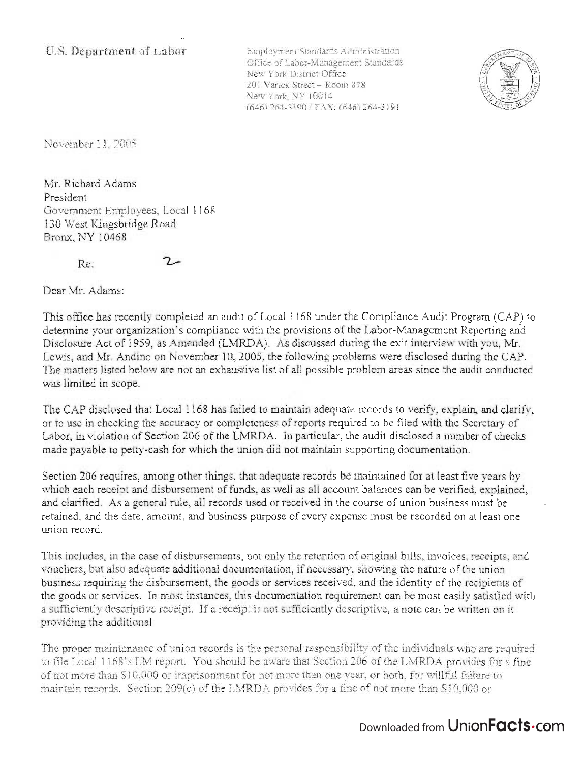U.S. Department of Labor

Employment Standards Administration
Office of Labor-Management Standards
New York District Office
201 Varick Street – Room 878
New York, NY 10014
(646) 264-3190 / FAX: (646) 264-3191

November 11, 2005

Mr. Richard Adams
President
Government Employees, Local 1168
130 West Kingsbridge Road
Bronx, NY 10468

Re: 2

Dear Mr. Adams:

This office has recently completed an audit of Local 1168 under the Compliance Audit Program (CAP) to determine your organization's compliance with the provisions of the Labor-Management Reporting and Disclosure Act of 1959, as Amended (LMRDA). As discussed during the exit interview with you, Mr. Lewis, and Mr. Andino on November 10, 2005, the following problems were disclosed during the CAP. The matters listed below are not an exhaustive list of all possible problem areas since the audit conducted was limited in scope.

The CAP disclosed that Local 1168 has failed to maintain adequate records to verify, explain, and clarify, or to use in checking the accuracy or completeness of reports required to be filed with the Secretary of Labor, in violation of Section 206 of the LMRDA. In particular, the audit disclosed a number of checks made payable to petty-cash for which the union did not maintain supporting documentation.

Section 206 requires, among other things, that adequate records be maintained for at least five years by which each receipt and disbursement of funds, as well as all account balances can be verified, explained, and clarified. As a general rule, all records used or received in the course of union business must be retained, and the date, amount, and business purpose of every expense must be recorded on at least one union record.

This includes, in the case of disbursements, not only the retention of original bills, invoices, receipts, and vouchers, but also adequate additional documentation, if necessary, showing the nature of the union business requiring the disbursement, the goods or services received, and the identity of the recipients of the goods or services. In most instances, this documentation requirement can be most easily satisfied with a sufficiently descriptive receipt. If a receipt is not sufficiently descriptive, a note can be written on it providing the additional

The proper maintenance of union records is the personal responsibility of the individuals who are required to file Local 1168's LM report. You should be aware that Section 206 of the LMRDA provides for a fine of not more than $10,000 or imprisonment for not more than one year, or both, for willful failure to maintain records. Section 209(c) of the LMRDA provides for a fine of not more than $10,000 or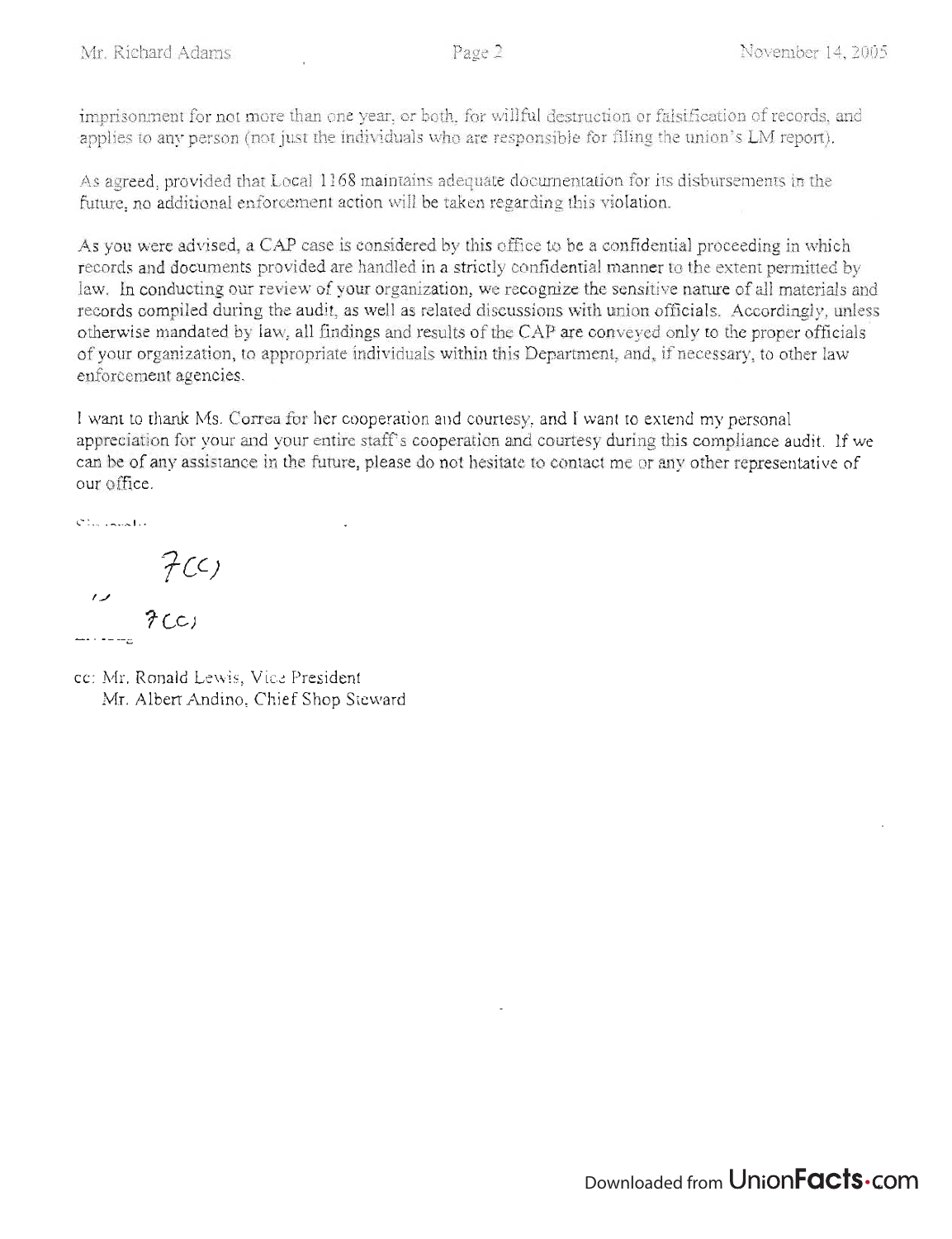imprisonment for not more than one year, or both, for willful destruction or falsification of records, and applies to any person (not just the individuals who are responsible for filing the union's LM report).

As agreed, provided that Local 1168 maintains adequate documentation for its disbursements in the future, no additional enforcement action will be taken regarding this violation.

As you were advised, a CAP case is considered by this office to be a confidential proceeding in which records and documents provided are handled in a strictly confidential manner to the extent permitted by law. In conducting our review of your organization, we recognize the sensitive nature of all materials and records compiled during the audit, as well as related discussions with union officials. Accordingly, unless otherwise mandated by law, all findings and results of the CAP are conveyed only to the proper officials of your organization, to appropriate individuals within this Department, and, if necessary, to other law enforcement agencies.

I want to thank Ms. Correa for her cooperation and courtesy, and I want to extend my personal appreciation for your and your entire staff's cooperation and courtesy during this compliance audit. If we can be of any assistance in the future, please do not hesitate to contact me or any other representative of our office.

Sincerely,

7(c)

7(c)

cc: Mr. Ronald Lewis, Vice President
Mr. Albert Andino, Chief Shop Steward